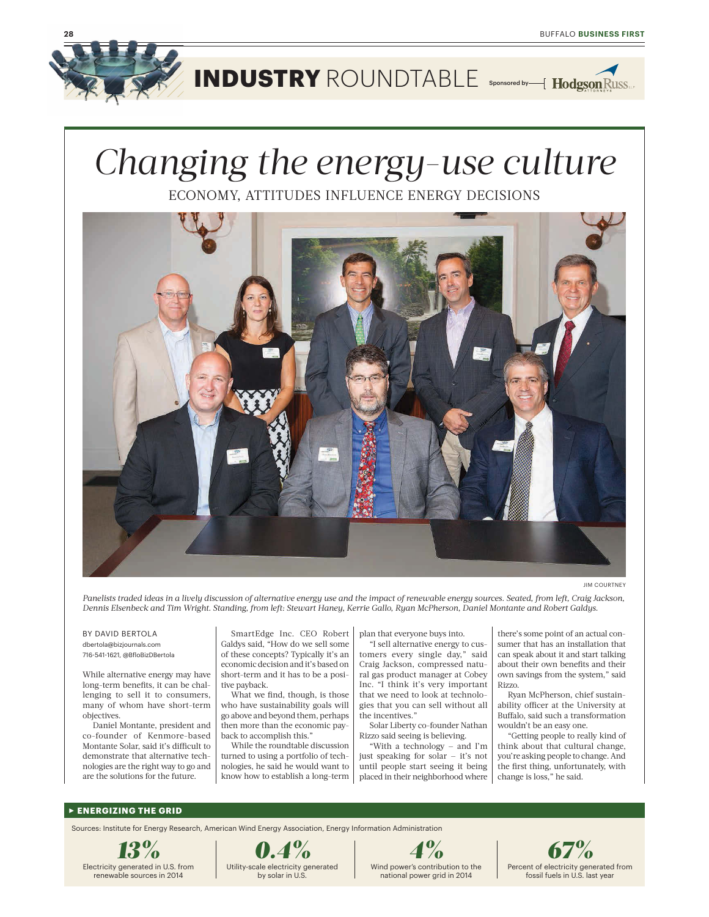# INDUSTRY ROUNDTABLE

Sponsored by Hodgson Russ LLP ATTORNEYS

# *Changing the energy-use culture*

## ECONOMY, ATTITUDES INFLUENCE ENERGY DECISIONS

JIM COURTNEY

*Panelists traded ideas in a lively discussion of alternative energy use and the impact of renewable energy sources. Seated, from left, Craig Jackson, Dennis Elsenbeck and Tim Wright. Standing, from left: Stewart Haney, Kerrie Gallo, Ryan McPherson, Daniel Montante and Robert Galdys.*

BY DAVID BERTOLA
dbertola@bizjournals.com
716-541-1621, @BfloBizDBertola

While alternative energy may have long-term benefits, it can be challenging to sell it to consumers, many of whom have short-term objectives.

Daniel Montante, president and co-founder of Kenmore-based Montante Solar, said it's difficult to demonstrate that alternative technologies are the right way to go and are the solutions for the future.

SmartEdge Inc. CEO Robert Galdys said, "How do we sell some of these concepts? Typically it's an economic decision and it's based on short-term and it has to be a positive payback.

What we find, though, is those who have sustainability goals will go above and beyond them, perhaps then more than the economic payback to accomplish this."

While the roundtable discussion turned to using a portfolio of technologies, he said he would want to know how to establish a long-term plan that everyone buys into.

"I sell alternative energy to customers every single day," said Craig Jackson, compressed natural gas product manager at Cobey Inc. "I think it's very important that we need to look at technologies that you can sell without all the incentives."

Solar Liberty co-founder Nathan Rizzo said seeing is believing.

"With a technology – and I'm just speaking for solar – it's not until people start seeing it being placed in their neighborhood where there's some point of an actual consumer that has an installation that can speak about it and start talking about their own benefits and their own savings from the system," said Rizzo.

Ryan McPherson, chief sustainability officer at the University at Buffalo, said such a transformation wouldn't be an easy one.

"Getting people to really kind of think about that cultural change, you're asking people to change. And the first thing, unfortunately, with change is loss," he said.

**▸ ENERGIZING THE GRID**

Sources: Institute for Energy Research, American Wind Energy Association, Energy Information Administration

***13%*** Electricity generated in U.S. from renewable sources in 2014

***0.4%*** Utility-scale electricity generated by solar in U.S.

***4%*** Wind power's contribution to the national power grid in 2014

***67%*** Percent of electricity generated from fossil fuels in U.S. last year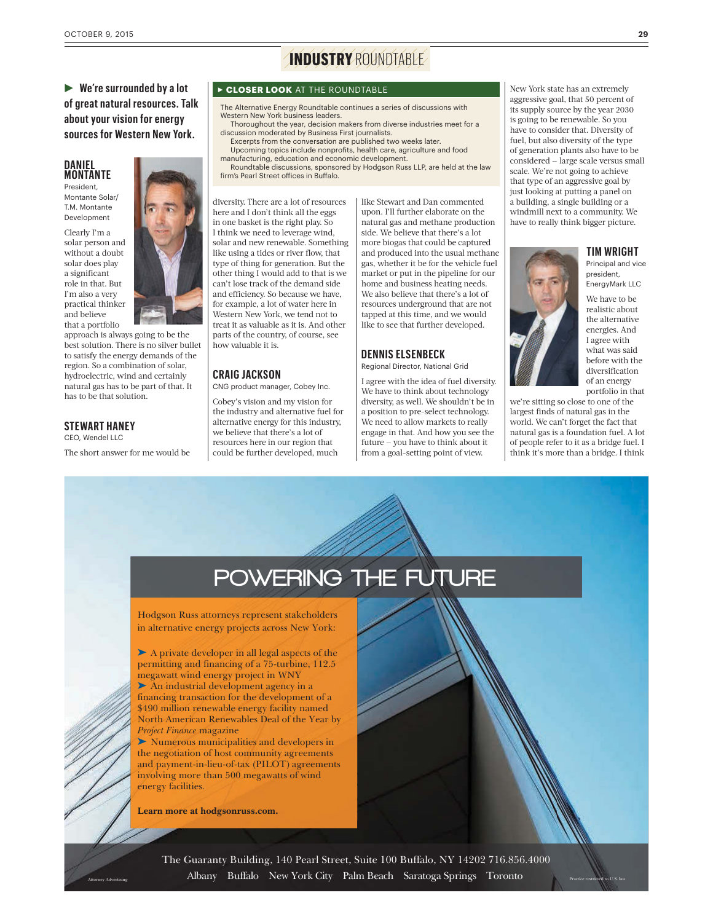# INDUSTRY ROUNDTABLE

## ► We're surrounded by a lot of great natural resources. Talk about your vision for energy sources for Western New York.

### DANIEL MONTANTE
President, Montante Solar/ T.M. Montante Development

Clearly I'm a solar person and without a doubt solar does play a significant role in that. But I'm also a very practical thinker and believe that a portfolio approach is always going to be the best solution. There is no silver bullet to satisfy the energy demands of the region. So a combination of solar, hydroelectric, wind and certainly natural gas has to be part of that. It has to be that solution.

### STEWART HANEY
CEO, Wendel LLC

The short answer for me would be diversity. There are a lot of resources here and I don't think all the eggs in one basket is the right play. So I think we need to leverage wind, solar and new renewable. Something like using a tides or river flow, that type of thing for generation. But the other thing I would add to that is we can't lose track of the demand side and efficiency. So because we have, for example, a lot of water here in Western New York, we tend not to treat it as valuable as it is. And other parts of the country, of course, see how valuable it is.

### CRAIG JACKSON
CNG product manager, Cobey Inc.

Cobey's vision and my vision for the industry and alternative fuel for alternative energy for this industry, we believe that there's a lot of resources here in our region that could be further developed, much like Stewart and Dan commented upon. I'll further elaborate on the natural gas and methane production side. We believe that there's a lot more biogas that could be captured and produced into the usual methane gas, whether it be for the vehicle fuel market or put in the pipeline for our home and business heating needs. We also believe that there's a lot of resources underground that are not tapped at this time, and we would like to see that further developed.

### DENNIS ELSENBECK
Regional Director, National Grid

I agree with the idea of fuel diversity. We have to think about technology diversity, as well. We shouldn't be in a position to pre-select technology. We need to allow markets to really engage in that. And how you see the future – you have to think about it from a goal-setting point of view. New York state has an extremely aggressive goal, that 50 percent of its supply source by the year 2030 is going to be renewable. So you have to consider that. Diversity of fuel, but also diversity of the type of generation plants also have to be considered – large scale versus small scale. We're not going to achieve that type of an aggressive goal by just looking at putting a panel on a building, a single building or a windmill next to a community. We have to really think bigger picture.

### TIM WRIGHT
Principal and vice president, EnergyMark LLC

We have to be realistic about the alternative energies. And I agree with what was said before with the diversification of an energy portfolio in that we're sitting so close to one of the largest finds of natural gas in the world. We can't forget the fact that natural gas is a foundation fuel. A lot of people refer to it as a bridge fuel. I think it's more than a bridge. I think

---

**► CLOSER LOOK AT THE ROUNDTABLE**

The Alternative Energy Roundtable continues a series of discussions with Western New York business leaders.

Thoroughout the year, decision makers from diverse industries meet for a discussion moderated by Business First journalists.

Excerpts from the conversation are published two weeks later.

Upcoming topics include nonprofits, health care, agriculture and food manufacturing, education and economic development.

Roundtable discussions, sponsored by Hodgson Russ LLP, are held at the law firm's Pearl Street offices in Buffalo.

---

## POWERING THE FUTURE

Hodgson Russ attorneys represent stakeholders in alternative energy projects across New York:

➤ A private developer in all legal aspects of the permitting and financing of a 75-turbine, 112.5 megawatt wind energy project in WNY

➤ An industrial development agency in a financing transaction for the development of a $490 million renewable energy facility named North American Renewables Deal of the Year by *Project Finance* magazine

➤ Numerous municipalities and developers in the negotiation of host community agreements and payment-in-lieu-of-tax (PILOT) agreements involving more than 500 megawatts of wind energy facilities.

**Learn more at hodgsonruss.com.**

The Guaranty Building, 140 Pearl Street, Suite 100 Buffalo, NY 14202 716.856.4000

Albany Buffalo New York City Palm Beach Saratoga Springs Toronto

Attorney Advertising

Practice restricted to U.S. law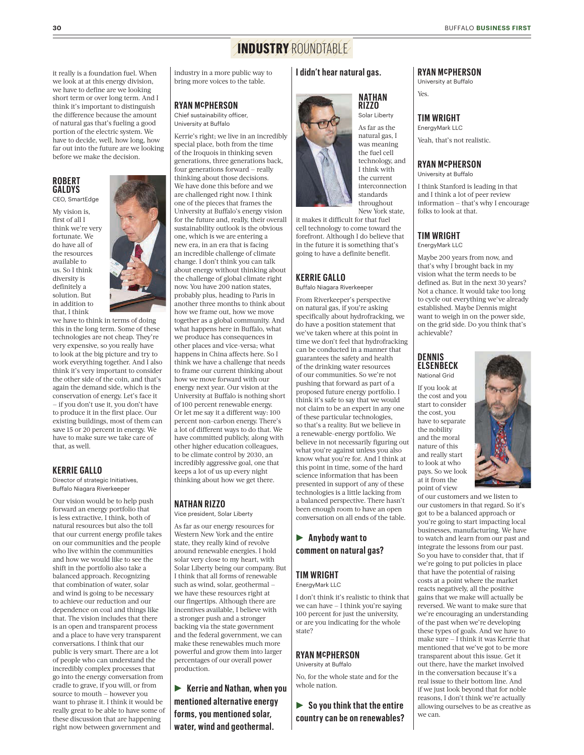## INDUSTRY ROUNDTABLE

it really is a foundation fuel. When we look at at this energy division, we have to define are we looking short term or over long term. And I think it's important to distinguish the difference because the amount of natural gas that's fueling a good portion of the electric system. We have to decide, well, how long, how far out into the future are we looking before we make the decision.

### ROBERT GALDYS
CEO, SmartEdge

My vision is, first of all I think we're very fortunate. We do have all of the resources available to us. So I think diversity is definitely a solution. But in addition to that, I think we have to think in terms of doing this in the long term. Some of these technologies are not cheap. They're very expensive, so you really have to look at the big picture and try to work everything together. And I also think it's very important to consider the other side of the coin, and that's again the demand side, which is the conservation of energy. Let's face it – if you don't use it, you don't have to produce it in the first place. Our existing buildings, most of them can save 15 or 20 percent in energy. We have to make sure we take care of that, as well.

### KERRIE GALLO
Director of strategic Initiatives, Buffalo Niagara Riverkeeper

Our vision would be to help push forward an energy portfolio that is less extractive, I think, both of natural resources but also the toll that our current energy profile takes on our communities and the people who live within the communities and how we would like to see the shift in the portfolio also take a balanced approach. Recognizing that combination of water, solar and wind is going to be necessary to achieve our reduction and our dependence on coal and things like that. The vision includes that there is an open and transparent process and a place to have very transparent conversations. I think that our public is very smart. There are a lot of people who can understand the incredibly complex processes that go into the energy conversation from cradle to grave, if you will, or from source to mouth – however you want to phrase it. I think it would be really great to be able to have some of these discussion that are happening right now between government and industry in a more public way to bring more voices to the table.

### RYAN McPHERSON
Chief sustainability officer, University at Buffalo

Kerrie's right; we live in an incredibly special place, both from the time of the Iroquois in thinking seven generations, three generations back, four generations forward – really thinking about those decisions. We have done this before and we are challenged right now. I think one of the pieces that frames the University at Buffalo's energy vision for the future and, really, their overall sustainability outlook is the obvious one, which is we are entering a new era, in an era that is facing an incredible challenge of climate change. I don't think you can talk about energy without thinking about the challenge of global climate right now. You have 200 nation states, probably plus, heading to Paris in another three months to think about how we frame out, how we move together as a global community. And what happens here in Buffalo, what we produce has consequences in other places and vice-versa; what happens in China affects here. So I think we have a challenge that needs to frame our current thinking about how we move forward with our energy next year. Our vision at the University at Buffalo is nothing short of 100 percent renewable energy. Or let me say it a different way: 100 percent non-carbon energy. There's a lot of different ways to do that. We have committed publicly, along with other higher education colleagues, to be climate control by 2030, an incredibly aggressive goal, one that keeps a lot of us up every night thinking about how we get there.

### NATHAN RIZZO
Vice president, Solar Liberty

As far as our energy resources for Western New York and the entire state, they really kind of revolve around renewable energies. I hold solar very close to my heart, with Solar Liberty being our company. But I think that all forms of renewable such as wind, solar, geothermal – we have these resources right at our fingertips. Although there are incentives available, I believe with a stronger push and a stronger backing via the state government and the federal government, we can make these renewables much more powerful and grow them into larger percentages of our overall power production.

**► Kerrie and Nathan, when you mentioned alternative energy forms, you mentioned solar, water, wind and geothermal. I didn't hear natural gas.**

### NATHAN RIZZO
Solar Liberty

As far as the natural gas, I was meaning the fuel cell technology, and I think with the current interconnection standards throughout New York state, it makes it difficult for that fuel cell technology to come toward the forefront. Although I do believe that in the future it is something that's going to have a definite benefit.

### KERRIE GALLO
Buffalo Niagara Riverkeeper

From Riverkeeper's perspective on natural gas, if you're asking specifically about hydrofracking, we do have a position statement that we've taken where at this point in time we don't feel that hydrofracking can be conducted in a manner that guarantees the safety and health of the drinking water resources of our communities. So we're not pushing that forward as part of a proposed future energy portfolio. I think it's safe to say that we would not claim to be an expert in any one of these particular technologies, so that's a reality. But we believe in a renewable-energy portfolio. We believe in not necessarily figuring out what you're against unless you also know what you're for. And I think at this point in time, some of the hard science information that has been presented in support of any of these technologies is a little lacking from a balanced perspective. There hasn't been enough room to have an open conversation on all ends of the table.

**► Anybody want to comment on natural gas?**

### TIM WRIGHT
EnergyMark LLC

I don't think it's realistic to think that we can have – I think you're saying 100 percent for just the university, or are you indicating for the whole state?

### RYAN McPHERSON
University at Buffalo

No, for the whole state and for the whole nation.

**► So you think that the entire country can be on renewables?**

### RYAN McPHERSON
University at Buffalo

Yes.

### TIM WRIGHT
EnergyMark LLC

Yeah, that's not realistic.

### RYAN McPHERSON
University at Buffalo

I think Stanford is leading in that and I think a lot of peer review information – that's why I encourage folks to look at that.

### TIM WRIGHT
EnergyMark LLC

Maybe 200 years from now, and that's why I brought back in my vision what the term needs to be defined as. But in the next 30 years? Not a chance. It would take too long to cycle out everything we've already established. Maybe Dennis might want to weigh in on the power side, on the grid side. Do you think that's achievable?

### DENNIS ELSENBECK
National Grid

If you look at the cost and you start to consider the cost, you have to separate the nobility and the moral nature of this and really start to look at who pays. So we look at it from the point of view of our customers and we listen to our customers in that regard. So it's got to be a balanced approach or you're going to start impacting local businesses, manufacturing. We have to watch and learn from our past and integrate the lessons from our past. So you have to consider that, that if we're going to put policies in place that have the potential of raising costs at a point where the market reacts negatively, all the positive gains that we make will actually be reversed. We want to make sure that we're encouraging an understanding of the past when we're developing these types of goals. And we have to make sure – I think it was Kerrie that mentioned that we've got to be more transparent about this issue. Get it out there, have the market involved in the conversation because it's a real issue to their bottom line. And if we just look beyond that for noble reasons, I don't think we're actually allowing ourselves to be as creative as we can.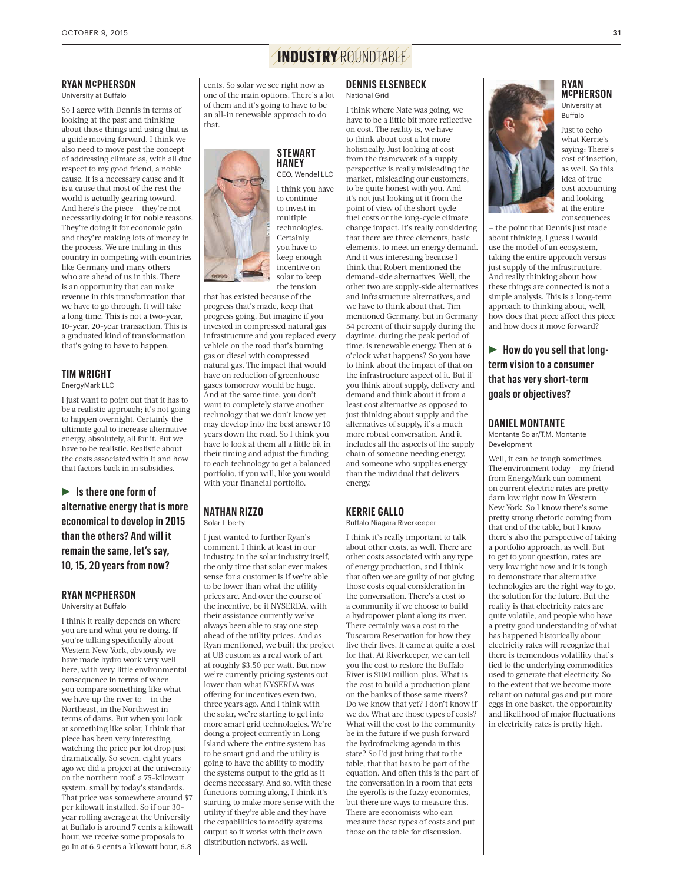## INDUSTRY ROUNDTABLE

**RYAN MCPHERSON**
University at Buffalo

So I agree with Dennis in terms of looking at the past and thinking about those things and using that as a guide moving forward. I think we also need to move past the concept of addressing climate as, with all due respect to my good friend, a noble cause. It is a necessary cause and it is a cause that most of the rest the world is actually gearing toward. And here's the piece – they're not necessarily doing it for noble reasons. They're doing it for economic gain and they're making lots of money in the process. We are trailing in this country in competing with countries like Germany and many others who are ahead of us in this. There is an opportunity that can make revenue in this transformation that we have to go through. It will take a long time. This is not a two-year, 10-year, 20-year transaction. This is a graduated kind of transformation that's going to have to happen.

**TIM WRIGHT**
EnergyMark LLC

I just want to point out that it has to be a realistic approach; it's not going to happen overnight. Certainly the ultimate goal to increase alternative energy, absolutely, all for it. But we have to be realistic. Realistic about the costs associated with it and how that factors back in in subsidies.

### ► Is there one form of alternative energy that is more economical to develop in 2015 than the others? And will it remain the same, let's say, 10, 15, 20 years from now?

**RYAN MCPHERSON**
University at Buffalo

I think it really depends on where you are and what you're doing. If you're talking specifically about Western New York, obviously we have made hydro work very well here, with very little environmental consequence in terms of when you compare something like what we have up the river to – in the Northeast, in the Northwest in terms of dams. But when you look at something like solar, I think that piece has been very interesting, watching the price per lot drop just dramatically. So seven, eight years ago we did a project at the university on the northern roof, a 75-kilowatt system, small by today's standards. That price was somewhere around $7 per kilowatt installed. So if our 30-year rolling average at the University at Buffalo is around 7 cents a kilowatt hour, we receive some proposals to go in at 6.9 cents a kilowatt hour, 6.8 cents. So solar we see right now as one of the main options. There's a lot of them and it's going to have to be an all-in renewable approach to do that.

**STEWART HANEY**
CEO, Wendel LLC

I think you have to continue to invest in multiple technologies. Certainly you have to keep enough incentive on solar to keep the tension that has existed because of the progress that's made, keep that progress going. But imagine if you invested in compressed natural gas infrastructure and you replaced every vehicle on the road that's burning gas or diesel with compressed natural gas. The impact that would have on reduction of greenhouse gases tomorrow would be huge. And at the same time, you don't want to completely starve another technology that we don't know yet may develop into the best answer 10 years down the road. So I think you have to look at them all a little bit in their timing and adjust the funding to each technology to get a balanced portfolio, if you will, like you would with your financial portfolio.

**NATHAN RIZZO**
Solar Liberty

I just wanted to further Ryan's comment. I think at least in our industry, in the solar industry itself, the only time that solar ever makes sense for a customer is if we're able to be lower than what the utility prices are. And over the course of the incentive, be it NYSERDA, with their assistance currently we've always been able to stay one step ahead of the utility prices. And as Ryan mentioned, we built the project at UB custom as a real work of art at roughly $3.50 per watt. But now we're currently pricing systems out lower than what NYSERDA was offering for incentives even two, three years ago. And I think with the solar, we're starting to get into more smart grid technologies. We're doing a project currently in Long Island where the entire system has to be smart grid and the utility is going to have the ability to modify the systems output to the grid as it deems necessary. And so, with these functions coming along, I think it's starting to make more sense with the utility if they're able and they have the capabilities to modify systems output so it works with their own distribution network, as well.

**DENNIS ELSENBECK**
National Grid

I think where Nate was going, we have to be a little bit more reflective on cost. The reality is, we have to think about cost a lot more holistically. Just looking at cost from the framework of a supply perspective is really misleading the market, misleading our customers, to be quite honest with you. And it's not just looking at it from the point of view of the short-cycle fuel costs or the long-cycle climate change impact. It's really considering that there are three elements, basic elements, to meet an energy demand. And it was interesting because I think that Robert mentioned the demand-side alternatives. Well, the other two are supply-side alternatives and infrastructure alternatives, and we have to think about that. Tim mentioned Germany, but in Germany 54 percent of their supply during the daytime, during the peak period of time. is renewable energy. Then at 6 o'clock what happens? So you have to think about the impact of that on the infrastructure aspect of it. But if you think about supply, delivery and demand and think about it from a least cost alternative as opposed to just thinking about supply and the alternatives of supply, it's a much more robust conversation. And it includes all the aspects of the supply chain of someone needing energy, and someone who supplies energy than the individual that delivers energy.

**KERRIE GALLO**
Buffalo Niagara Riverkeeper

I think it's really important to talk about other costs, as well. There are other costs associated with any type of energy production, and I think that often we are guilty of not giving those costs equal consideration in the conversation. There's a cost to a community if we choose to build a hydropower plant along its river. There certainly was a cost to the Tuscarora Reservation for how they live their lives. It came at quite a cost for that. At Riverkeeper, we can tell you the cost to restore the Buffalo River is $100 million-plus. What is the cost to build a production plant on the banks of those same rivers? Do we know that yet? I don't know if we do. What are those types of costs? What will the cost to the community be in the future if we push forward the hydrofracking agenda in this state? So I'd just bring that to the table, that that has to be part of the equation. And often this is the part of the conversation in a room that gets the eyerolls is the fuzzy economics, but there are ways to measure this. There are economists who can measure these types of costs and put those on the table for discussion.

**RYAN MCPHERSON**
University at Buffalo

Just to echo what Kerrie's saying: There's cost of inaction, as well. So this idea of true cost accounting and looking at the entire consequences – the point that Dennis just made about thinking, I guess I would use the model of an ecosystem, taking the entire approach versus just supply of the infrastructure. And really thinking about how these things are connected is not a simple analysis. This is a long-term approach to thinking about, well, how does that piece affect this piece and how does it move forward?

### ► How do you sell that long-term vision to a consumer that has very short-term goals or objectives?

**DANIEL MONTANTE**
Montante Solar/T.M. Montante Development

Well, it can be tough sometimes. The environment today – my friend from EnergyMark can comment on current electric rates are pretty darn low right now in Western New York. So I know there's some pretty strong rhetoric coming from that end of the table, but I know there's also the perspective of taking a portfolio approach, as well. But to get to your question, rates are very low right now and it is tough to demonstrate that alternative technologies are the right way to go, the solution for the future. But the reality is that electricity rates are quite volatile, and people who have a pretty good understanding of what has happened historically about electricity rates will recognize that there is tremendous volatility that's tied to the underlying commodities used to generate that electricity. So to the extent that we become more reliant on natural gas and put more eggs in one basket, the opportunity and likelihood of major fluctuations in electricity rates is pretty high.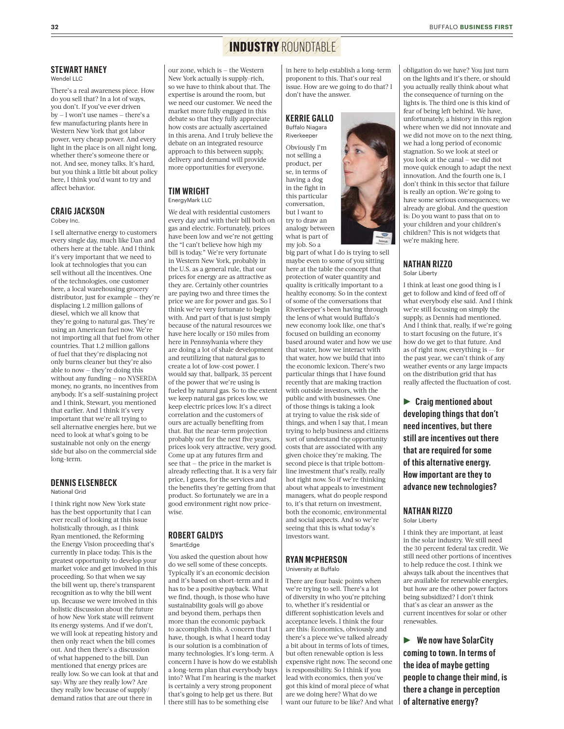# INDUSTRY ROUNDTABLE

### STEWART HANEY
Wendel LLC

There's a real awareness piece. How do you sell that? In a lot of ways, you don't. If you've ever driven by – I won't use names – there's a few manufacturing plants here in Western New York that got labor power, very cheap power. And every light in the place is on all night long, whether there's someone there or not. And see, money talks. It's hard, but you think a little bit about policy here, I think you'd want to try and affect behavior.

### CRAIG JACKSON
Cobey Inc.

I sell alternative energy to customers every single day, much like Dan and others here at the table. And I think it's very important that we need to look at technologies that you can sell without all the incentives. One of the technologies, one customer here, a local warehousing grocery distributor, just for example – they're displacing 1.2 million gallons of diesel, which we all know that they're going to natural gas. They're using an American fuel now. We're not importing all that fuel from other countries. That 1.2 million gallons of fuel that they're displacing not only burns cleaner but they're also able to now – they're doing this without any funding – no NYSERDA money, no grants, no incentives from anybody. It's a self-sustaining project and I think, Stewart, you mentioned that earlier. And I think it's very important that we're all trying to sell alternative energies here, but we need to look at what's going to be sustainable not only on the energy side but also on the commercial side long-term.

### DENNIS ELSENBECK
National Grid

I think right now New York state has the best opportunity that I can ever recall of looking at this issue holistically through, as I think Ryan mentioned, the Reforming the Energy Vision proceeding that's currently in place today. This is the greatest opportunity to develop your market voice and get involved in this proceeding. So that when we say the bill went up, there's transparent recognition as to why the bill went up. Because we were involved in this holistic discussion about the future of how New York state will reinvent its energy systems. And if we don't, we will look at repeating history and then only react when the bill comes out. And then there's a discussion of what happened to the bill. Dan mentioned that energy prices are really low. So we can look at that and say: Why are they really low? Are they really low because of supply/demand ratios that are out there in our zone, which is – the Western New York actually is supply-rich, so we have to think about that. The expertise is around the room, but we need our customer. We need the market more fully engaged in this debate so that they fully appreciate how costs are actually ascertained in this arena. And I truly believe the debate on an integrated resource approach to this between supply, delivery and demand will provide more opportunities for everyone.

### TIM WRIGHT
EnergyMark LLC

We deal with residential customers every day and with their bill both on gas and electric. Fortunately, prices have been low and we're not getting the "I can't believe how high my bill is today." We're very fortunate in Western New York, probably in the U.S. as a general rule, that our prices for energy are as attractive as they are. Certainly other countries are paying two and three times the price we are for power and gas. So I think we're very fortunate to begin with. And part of that is just simply because of the natural resources we have here locally or 150 miles from here in Pennsylvania where they are doing a lot of shale development and reutilizing that natural gas to create a lot of low-cost power. I would say that, ballpark, 35 percent of the power that we're using is fueled by natural gas. So to the extent we keep natural gas prices low, we keep electric prices low. It's a direct correlation and the customers of ours are actually benefiting from that. But the near-term projection probably out for the next five years, prices look very attractive, very good. Come up at any futures firm and see that – the price in the market is already reflecting that. It is a very fair price, I guess, for the services and the benefits they're getting from that product. So fortunately we are in a good environment right now price-wise.

### ROBERT GALDYS
SmartEdge

You asked the question about how do we sell some of these concepts. Typically it's an economic decision and it's based on short-term and it has to be a positive payback. What we find, though, is those who have sustainability goals will go above and beyond them, perhaps then more than the economic payback to accomplish this. A concern that I have, though, is what I heard today is our solution is a combination of many technologies. It's long-term. A concern I have is how do we establish a long-term plan that everybody buys into? What I'm hearing is the market is certainly a very strong proponent that's going to help get us there. But there still has to be something else in here to help establish a long-term proponent to this. That's our real issue. How are we going to do that? I don't have the answer.

### KERRIE GALLO
Buffalo Niagara Riverkeeper

Obviously I'm not selling a product, per se, in terms of having a dog in the fight in this particular conversation, but I want to try to draw an analogy between what is part of my job. So a big part of what I do is trying to sell maybe even to some of you sitting here at the table the concept that protection of water quantity and quality is critically important to a healthy economy. So in the context of some of the conversations that Riverkeeper's been having through the lens of what would Buffalo's new economy look like, one that's focused on building an economy based around water and how we use that water, how we interact with that water, how we build that into the economic lexicon. There's two particular things that I have found recently that are making traction with outside investors, with the public and with businesses. One of those things is taking a look at trying to value the risk side of things, and when I say that, I mean trying to help business and citizens sort of understand the opportunity costs that are associated with any given choice they're making. The second piece is that triple bottom-line investment that's really, really hot right now. So if we're thinking about what appeals to investment managers, what do people respond to, it's that return on investment, both the economic, environmental and social aspects. And so we're seeing that this is what today's investors want.

### RYAN McPHERSON
University at Buffalo

There are four basic points when we're trying to sell. There's a lot of diversity in who you're pitching to, whether it's residential or different sophistication levels and acceptance levels. I think the four are this: Economics, obviously and there's a piece we've talked already a bit about in terms of lots of times, but often renewable option is less expensive right now. The second one is responsibility. So I think if you lead with economics, then you've got this kind of moral piece of what are we doing here? What do we want our future to be like? And what obligation do we have? You just turn on the lights and it's there, or should you actually really think about what the consequence of turning on the lights is. The third one is this kind of fear of being left behind. We have, unfortunately, a history in this region where when we did not innovate and we did not move on to the next thing, we had a long period of economic stagnation. So we look at steel or you look at the canal – we did not move quick enough to adapt the next innovation. And the fourth one is, I don't think in this sector that failure is really an option. We're going to have some serious consequences; we already are global. And the question is: Do you want to pass that on to your children and your children's children? This is not widgets that we're making here.

### NATHAN RIZZO
Solar Liberty

I think at least one good thing is I get to follow and kind of feed off of what everybody else said. And I think we're still focusing on simply the supply, as Dennis had mentioned. And I think that, really, if we're going to start focusing on the future, it's how do we get to that future. And as of right now, everything is -- for the past year, we can't think of any weather events or any large impacts on the distribution grid that has really affected the fluctuation of cost.

**► Craig mentioned about developing things that don't need incentives, but there still are incentives out there that are required for some of this alternative energy. How important are they to advance new technologies?**

### NATHAN RIZZO
Solar Liberty

I think they are important, at least in the solar industry. We still need the 30 percent federal tax credit. We still need other portions of incentives to help reduce the cost. I think we always talk about the incentives that are available for renewable energies, but how are the other power factors being subsidized? I don't think that's as clear an answer as the current incentives for solar or other renewables.

**► We now have SolarCity coming to town. In terms of the idea of maybe getting people to change their mind, is there a change in perception of alternative energy?**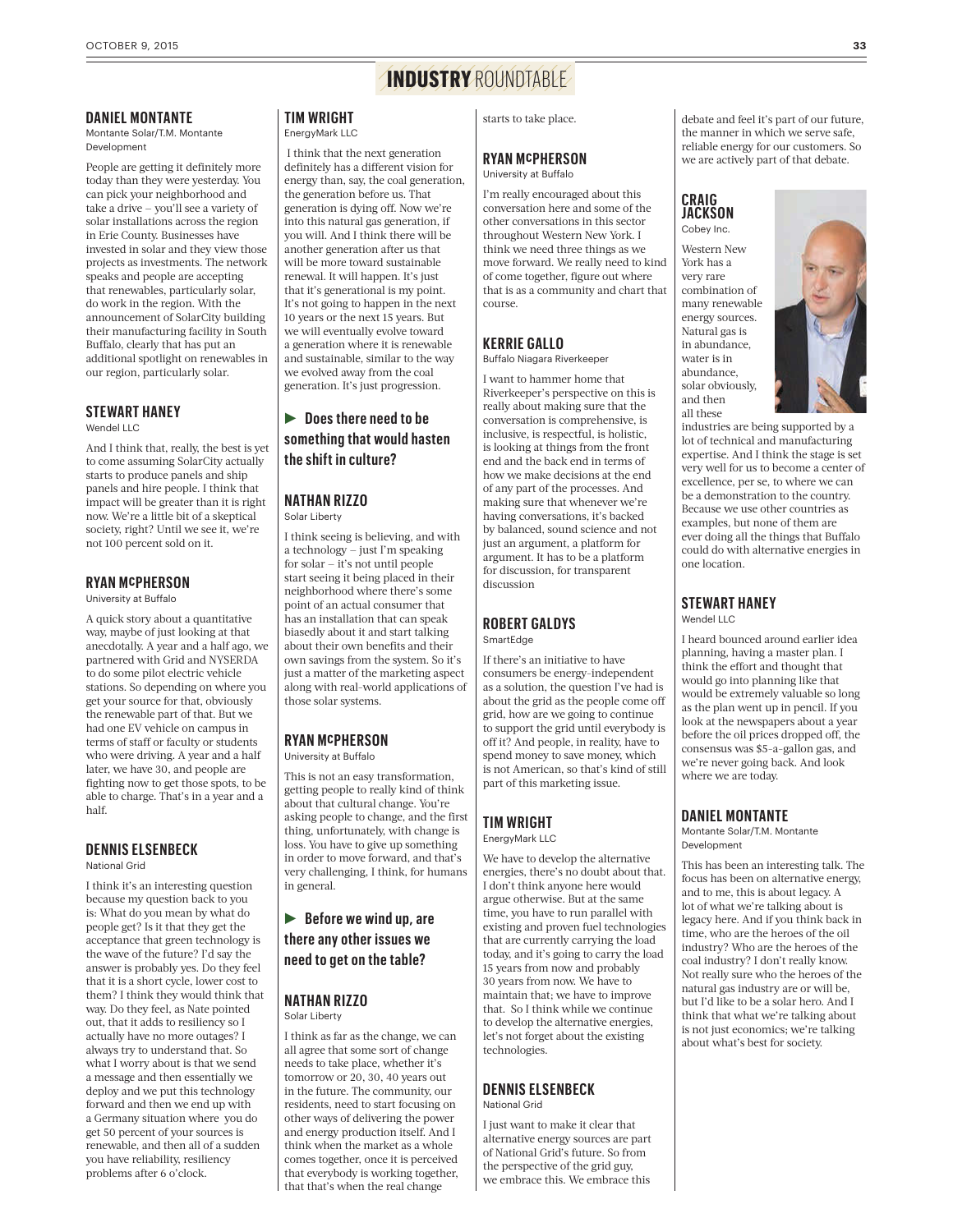## INDUSTRY ROUNDTABLE

**DANIEL MONTANTE**
Montante Solar/T.M. Montante Development

People are getting it definitely more today than they were yesterday. You can pick your neighborhood and take a drive – you'll see a variety of solar installations across the region in Erie County. Businesses have invested in solar and they view those projects as investments. The network speaks and people are accepting that renewables, particularly solar, do work in the region. With the announcement of SolarCity building their manufacturing facility in South Buffalo, clearly that has put an additional spotlight on renewables in our region, particularly solar.

**STEWART HANEY**
Wendel LLC

And I think that, really, the best is yet to come assuming SolarCity actually starts to produce panels and ship panels and hire people. I think that impact will be greater than it is right now. We're a little bit of a skeptical society, right? Until we see it, we're not 100 percent sold on it.

**RYAN McPHERSON**
University at Buffalo

A quick story about a quantitative way, maybe of just looking at that anecdotally. A year and a half ago, we partnered with Grid and NYSERDA to do some pilot electric vehicle stations. So depending on where you get your source for that, obviously the renewable part of that. But we had one EV vehicle on campus in terms of staff or faculty or students who were driving. A year and a half later, we have 30, and people are fighting now to get those spots, to be able to charge. That's in a year and a half.

**DENNIS ELSENBECK**
National Grid

I think it's an interesting question because my question back to you is: What do you mean by what do people get? Is it that they get the acceptance that green technology is the wave of the future? I'd say the answer is probably yes. Do they feel that it is a short cycle, lower cost to them? I think they would think that way. Do they feel, as Nate pointed out, that it adds to resiliency so I actually have no more outages? I always try to understand that. So what I worry about is that we send a message and then essentially we deploy and we put this technology forward and then we end up with a Germany situation where you do get 50 percent of your sources is renewable, and then all of a sudden you have reliability, resiliency problems after 6 o'clock.

**TIM WRIGHT**
EnergyMark LLC

I think that the next generation definitely has a different vision for energy than, say, the coal generation, the generation before us. That generation is dying off. Now we're into this natural gas generation, if you will. And I think there will be another generation after us that will be more toward sustainable renewal. It will happen. It's just that it's generational is my point. It's not going to happen in the next 10 years or the next 15 years. But we will eventually evolve toward a generation where it is renewable and sustainable, similar to the way we evolved away from the coal generation. It's just progression.

### ► Does there need to be something that would hasten the shift in culture?

**NATHAN RIZZO**
Solar Liberty

I think seeing is believing, and with a technology – just I'm speaking for solar – it's not until people start seeing it being placed in their neighborhood where there's some point of an actual consumer that has an installation that can speak biasedly about it and start talking about their own benefits and their own savings from the system. So it's just a matter of the marketing aspect along with real-world applications of those solar systems.

**RYAN McPHERSON**
University at Buffalo

This is not an easy transformation, getting people to really kind of think about that cultural change. You're asking people to change, and the first thing, unfortunately, with change is loss. You have to give up something in order to move forward, and that's very challenging, I think, for humans in general.

### ► Before we wind up, are there any other issues we need to get on the table?

**NATHAN RIZZO**
Solar Liberty

I think as far as the change, we can all agree that some sort of change needs to take place, whether it's tomorrow or 20, 30, 40 years out in the future. The community, our residents, need to start focusing on other ways of delivering the power and energy production itself. And I think when the market as a whole comes together, once it is perceived that everybody is working together, that that's when the real change starts to take place.

**RYAN McPHERSON**
University at Buffalo

I'm really encouraged about this conversation here and some of the other conversations in this sector throughout Western New York. I think we need three things as we move forward. We really need to kind of come together, figure out where that is as a community and chart that course.

**KERRIE GALLO**
Buffalo Niagara Riverkeeper

I want to hammer home that Riverkeeper's perspective on this is really about making sure that the conversation is comprehensive, is inclusive, is respectful, is holistic, is looking at things from the front end and the back end in terms of how we make decisions at the end of any part of the processes. And making sure that whenever we're having conversations, it's backed by balanced, sound science and not just an argument, a platform for argument. It has to be a platform for discussion, for transparent discussion

**ROBERT GALDYS**
SmartEdge

If there's an initiative to have consumers be energy-independent as a solution, the question I've had is about the grid as the people come off grid, how are we going to continue to support the grid until everybody is off it? And people, in reality, have to spend money to save money, which is not American, so that's kind of still part of this marketing issue.

**TIM WRIGHT**
EnergyMark LLC

We have to develop the alternative energies, there's no doubt about that. I don't think anyone here would argue otherwise. But at the same time, you have to run parallel with existing and proven fuel technologies that are currently carrying the load today, and it's going to carry the load 15 years from now and probably 30 years from now. We have to maintain that; we have to improve that. So I think while we continue to develop the alternative energies, let's not forget about the existing technologies.

**DENNIS ELSENBECK**
National Grid

I just want to make it clear that alternative energy sources are part of National Grid's future. So from the perspective of the grid guy, we embrace this. We embrace this debate and feel it's part of our future, the manner in which we serve safe, reliable energy for our customers. So we are actively part of that debate.

**CRAIG JACKSON**
Cobey Inc.

Western New York has a very rare combination of many renewable energy sources. Natural gas is in abundance, water is in abundance, solar obviously, and then all these industries are being supported by a lot of technical and manufacturing expertise. And I think the stage is set very well for us to become a center of excellence, per se, to where we can be a demonstration to the country. Because we use other countries as examples, but none of them are ever doing all the things that Buffalo could do with alternative energies in one location.

**STEWART HANEY**
Wendel LLC

I heard bounced around earlier idea planning, having a master plan. I think the effort and thought that would go into planning like that would be extremely valuable so long as the plan went up in pencil. If you look at the newspapers about a year before the oil prices dropped off, the consensus was $5-a-gallon gas, and we're never going back. And look where we are today.

**DANIEL MONTANTE**
Montante Solar/T.M. Montante Development

This has been an interesting talk. The focus has been on alternative energy, and to me, this is about legacy. A lot of what we're talking about is legacy here. And if you think back in time, who are the heroes of the oil industry? Who are the heroes of the coal industry? I don't really know. Not really sure who the heroes of the natural gas industry are or will be, but I'd like to be a solar hero. And I think that what we're talking about is not just economics; we're talking about what's best for society.